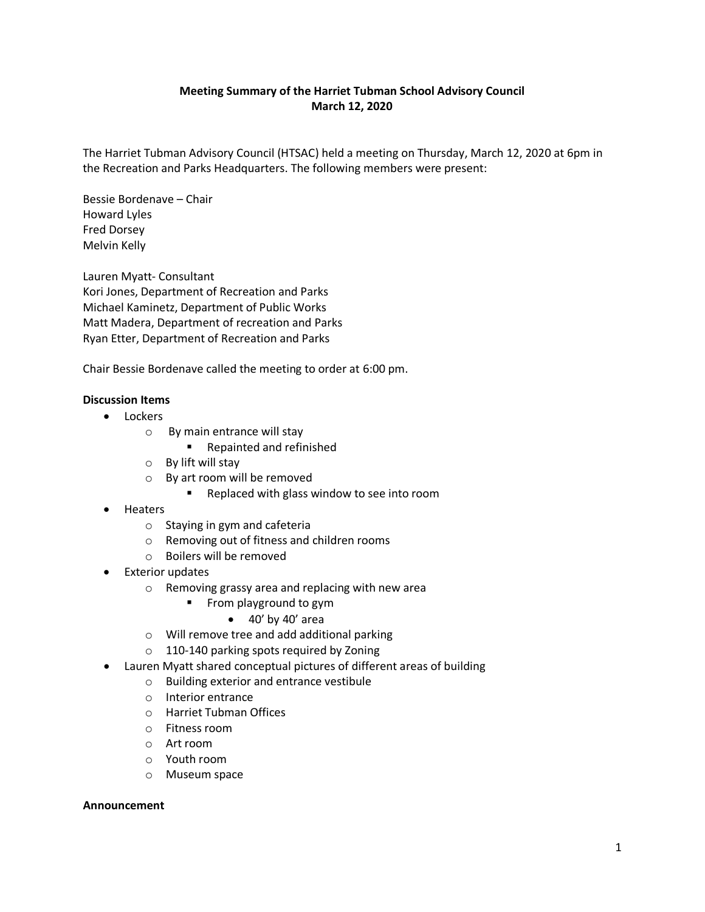**Meeting Summary of the Harriet Tubman School Advisory Council**
**March 12, 2020**

The Harriet Tubman Advisory Council (HTSAC) held a meeting on Thursday, March 12, 2020 at 6pm in the Recreation and Parks Headquarters. The following members were present:

Bessie Bordenave – Chair
Howard Lyles
Fred Dorsey
Melvin Kelly

Lauren Myatt- Consultant
Kori Jones, Department of Recreation and Parks
Michael Kaminetz, Department of Public Works
Matt Madera, Department of recreation and Parks
Ryan Etter, Department of Recreation and Parks

Chair Bessie Bordenave called the meeting to order at 6:00 pm.

**Discussion Items**

- Lockers
  - By main entrance will stay
    - Repainted and refinished
  - By lift will stay
  - By art room will be removed
    - Replaced with glass window to see into room
- Heaters
  - Staying in gym and cafeteria
  - Removing out of fitness and children rooms
  - Boilers will be removed
- Exterior updates
  - Removing grassy area and replacing with new area
    - From playground to gym
      - 40' by 40' area
  - Will remove tree and add additional parking
  - 110-140 parking spots required by Zoning
- Lauren Myatt shared conceptual pictures of different areas of building
  - Building exterior and entrance vestibule
  - Interior entrance
  - Harriet Tubman Offices
  - Fitness room
  - Art room
  - Youth room
  - Museum space

**Announcement**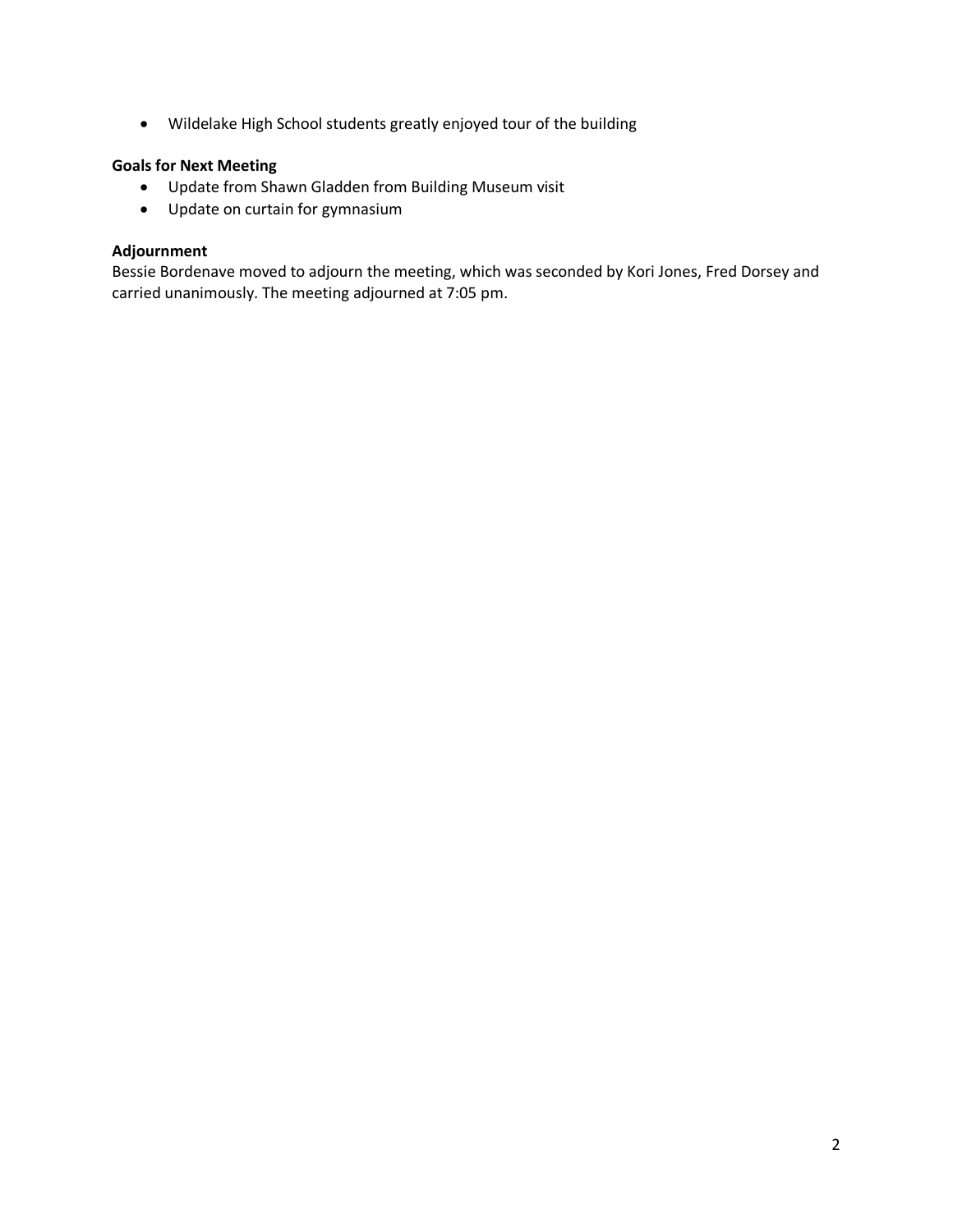- Wildelake High School students greatly enjoyed tour of the building

**Goals for Next Meeting**

- Update from Shawn Gladden from Building Museum visit
- Update on curtain for gymnasium

**Adjournment**

Bessie Bordenave moved to adjourn the meeting, which was seconded by Kori Jones, Fred Dorsey and carried unanimously. The meeting adjourned at 7:05 pm.